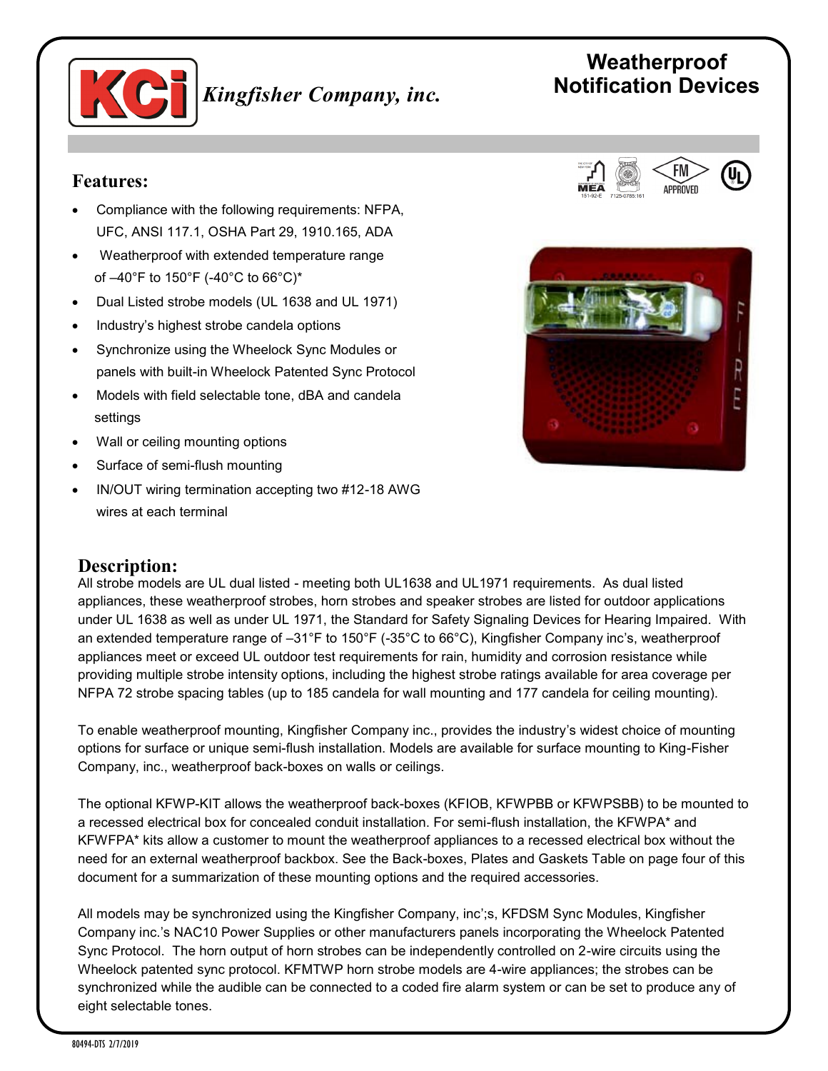# Kingfisher Company, inc.

## Weatherproof Notification Devices

### Features:

- Compliance with the following requirements: NFPA, UFC, ANSI 117.1, OSHA Part 29, 1910.165, ADA
- Weatherproof with extended temperature range of –40°F to 150°F (-40°C to 66°C)*
- Dual Listed strobe models (UL 1638 and UL 1971)
- Industry's highest strobe candela options
- Synchronize using the Wheelock Sync Modules or panels with built-in Wheelock Patented Sync Protocol
- Models with field selectable tone, dBA and candela settings
- Wall or ceiling mounting options
- Surface of semi-flush mounting
- IN/OUT wiring termination accepting two #12-18 AWG wires at each terminal

### Description:

All strobe models are UL dual listed - meeting both UL1638 and UL1971 requirements. As dual listed appliances, these weatherproof strobes, horn strobes and speaker strobes are listed for outdoor applications under UL 1638 as well as under UL 1971, the Standard for Safety Signaling Devices for Hearing Impaired. With an extended temperature range of –31°F to 150°F (-35°C to 66°C), Kingfisher Company inc's, weatherproof appliances meet or exceed UL outdoor test requirements for rain, humidity and corrosion resistance while providing multiple strobe intensity options, including the highest strobe ratings available for area coverage per NFPA 72 strobe spacing tables (up to 185 candela for wall mounting and 177 candela for ceiling mounting).

To enable weatherproof mounting, Kingfisher Company inc., provides the industry's widest choice of mounting options for surface or unique semi-flush installation. Models are available for surface mounting to King-Fisher Company, inc., weatherproof back-boxes on walls or ceilings.

The optional KFWP-KIT allows the weatherproof back-boxes (KFIOB, KFWPBB or KFWPSBB) to be mounted to a recessed electrical box for concealed conduit installation. For semi-flush installation, the KFWPA* and KFWFPA* kits allow a customer to mount the weatherproof appliances to a recessed electrical box without the need for an external weatherproof backbox. See the Back-boxes, Plates and Gaskets Table on page four of this document for a summarization of these mounting options and the required accessories.

All models may be synchronized using the Kingfisher Company, inc';s, KFDSM Sync Modules, Kingfisher Company inc.'s NAC10 Power Supplies or other manufacturers panels incorporating the Wheelock Patented Sync Protocol. The horn output of horn strobes can be independently controlled on 2-wire circuits using the Wheelock patented sync protocol. KFMTWP horn strobe models are 4-wire appliances; the strobes can be synchronized while the audible can be connected to a coded fire alarm system or can be set to produce any of eight selectable tones.

80494-DTS 2/7/2019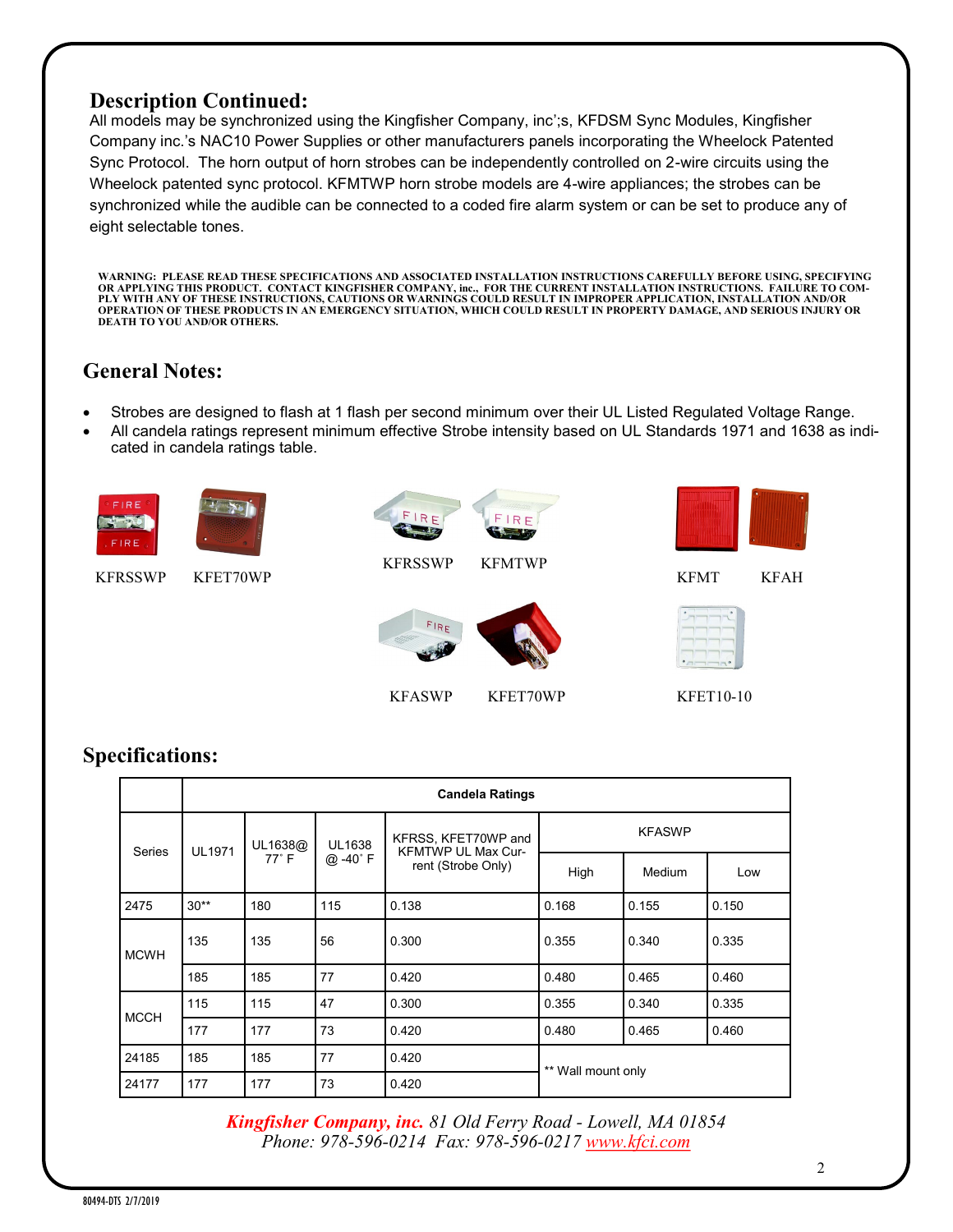## Description Continued:

All models may be synchronized using the Kingfisher Company, inc';s, KFDSM Sync Modules, Kingfisher Company inc.'s NAC10 Power Supplies or other manufacturers panels incorporating the Wheelock Patented Sync Protocol. The horn output of horn strobes can be independently controlled on 2-wire circuits using the Wheelock patented sync protocol. KFMTWP horn strobe models are 4-wire appliances; the strobes can be synchronized while the audible can be connected to a coded fire alarm system or can be set to produce any of eight selectable tones.

**WARNING: PLEASE READ THESE SPECIFICATIONS AND ASSOCIATED INSTALLATION INSTRUCTIONS CAREFULLY BEFORE USING, SPECIFYING OR APPLYING THIS PRODUCT. CONTACT KINGFISHER COMPANY, inc., FOR THE CURRENT INSTALLATION INSTRUCTIONS. FAILURE TO COMPLY WITH ANY OF THESE INSTRUCTIONS, CAUTIONS OR WARNINGS COULD RESULT IN IMPROPER APPLICATION, INSTALLATION AND/OR OPERATION OF THESE PRODUCTS IN AN EMERGENCY SITUATION, WHICH COULD RESULT IN PROPERTY DAMAGE, AND SERIOUS INJURY OR DEATH TO YOU AND/OR OTHERS.**

## General Notes:

- Strobes are designed to flash at 1 flash per second minimum over their UL Listed Regulated Voltage Range.
- All candela ratings represent minimum effective Strobe intensity based on UL Standards 1971 and 1638 as indicated in candela ratings table.

KFRSSWP KFET70WP

KFRSSWP KFMTWP

KFMT KFAH

KFASWP KFET70WP

KFET10-10

## Specifications:

| Series | Candela Ratings | | | | | | |
|---|---|---|---|---|---|---|---|
| | UL1971 | UL1638@ 77˚ F | UL1638 @ -40˚ F | KFRSS, KFET70WP and KFMTWP UL Max Current (Strobe Only) | KFASWP | | |
| | | | | | High | Medium | Low |
| 2475 | 30** | 180 | 115 | 0.138 | 0.168 | 0.155 | 0.150 |
| MCWH | 135 | 135 | 56 | 0.300 | 0.355 | 0.340 | 0.335 |
| | 185 | 185 | 77 | 0.420 | 0.480 | 0.465 | 0.460 |
| MCCH | 115 | 115 | 47 | 0.300 | 0.355 | 0.340 | 0.335 |
| | 177 | 177 | 73 | 0.420 | 0.480 | 0.465 | 0.460 |
| 24185 | 185 | 185 | 77 | 0.420 | ** Wall mount only | | |
| 24177 | 177 | 177 | 73 | 0.420 | | | |

*Kingfisher Company, inc. 81 Old Ferry Road - Lowell, MA 01854*
*Phone: 978-596-0214 Fax: 978-596-0217 www.kfci.com*

80494-DTS 2/7/2019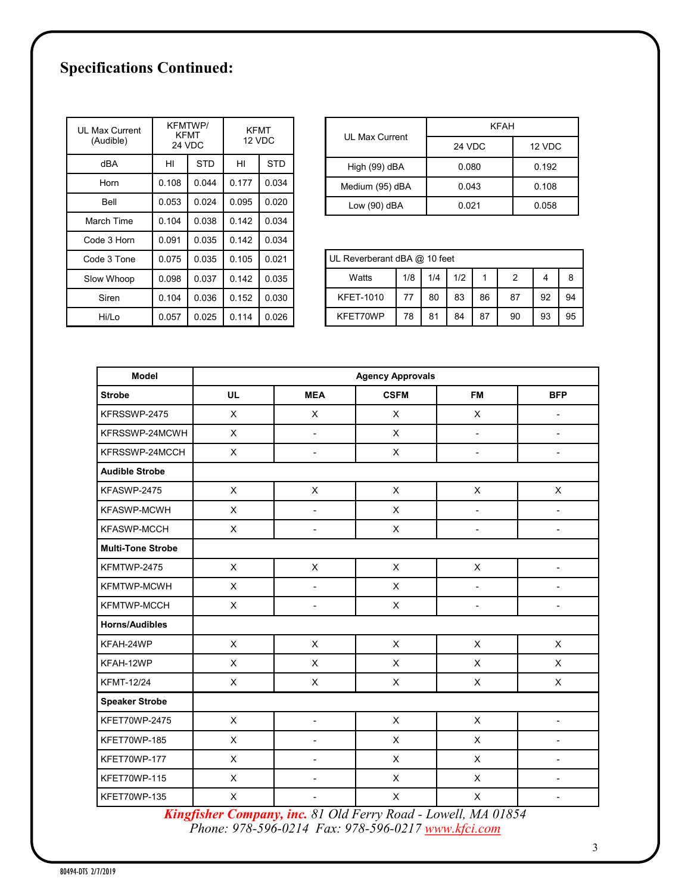## Specifications Continued:

| UL Max Current (Audible) | KFMTWP/ KFMT 24 VDC | | KFMT 12 VDC | |
|---|---|---|---|---|
| dBA | HI | STD | HI | STD |
| Horn | 0.108 | 0.044 | 0.177 | 0.034 |
| Bell | 0.053 | 0.024 | 0.095 | 0.020 |
| March Time | 0.104 | 0.038 | 0.142 | 0.034 |
| Code 3 Horn | 0.091 | 0.035 | 0.142 | 0.034 |
| Code 3 Tone | 0.075 | 0.035 | 0.105 | 0.021 |
| Slow Whoop | 0.098 | 0.037 | 0.142 | 0.035 |
| Siren | 0.104 | 0.036 | 0.152 | 0.030 |
| Hi/Lo | 0.057 | 0.025 | 0.114 | 0.026 |

| UL Max Current | KFAH | |
|---|---|---|
| | 24 VDC | 12 VDC |
| High (99) dBA | 0.080 | 0.192 |
| Medium (95) dBA | 0.043 | 0.108 |
| Low (90) dBA | 0.021 | 0.058 |

| UL Reverberant dBA @ 10 feet | | | | | | | |
|---|---|---|---|---|---|---|---|
| Watts | 1/8 | 1/4 | 1/2 | 1 | 2 | 4 | 8 |
| KFET-1010 | 77 | 80 | 83 | 86 | 87 | 92 | 94 |
| KFET70WP | 78 | 81 | 84 | 87 | 90 | 93 | 95 |

| Model | Agency Approvals | | | | |
|---|---|---|---|---|---|
| **Strobe** | **UL** | **MEA** | **CSFM** | **FM** | **BFP** |
| KFRSSWP-2475 | X | X | X | X | - |
| KFRSSWP-24MCWH | X | - | X | - | - |
| KFRSSWP-24MCCH | X | - | X | - | - |
| **Audible Strobe** | | | | | |
| KFASWP-2475 | X | X | X | X | X |
| KFASWP-MCWH | X | - | X | - | - |
| KFASWP-MCCH | X | - | X | - | - |
| **Multi-Tone Strobe** | | | | | |
| KFMTWP-2475 | X | X | X | X | - |
| KFMTWP-MCWH | X | - | X | - | - |
| KFMTWP-MCCH | X | - | X | - | - |
| **Horns/Audibles** | | | | | |
| KFAH-24WP | X | X | X | X | X |
| KFAH-12WP | X | X | X | X | X |
| KFMT-12/24 | X | X | X | X | X |
| **Speaker Strobe** | | | | | |
| KFET70WP-2475 | X | - | X | X | - |
| KFET70WP-185 | X | - | X | X | - |
| KFET70WP-177 | X | - | X | X | - |
| KFET70WP-115 | X | - | X | X | - |
| KFET70WP-135 | X | - | X | X | - |

***Kingfisher Company, inc.*** *81 Old Ferry Road - Lowell, MA 01854*
*Phone: 978-596-0214 Fax: 978-596-0217 www.kfci.com*

80494-DTS 2/7/2019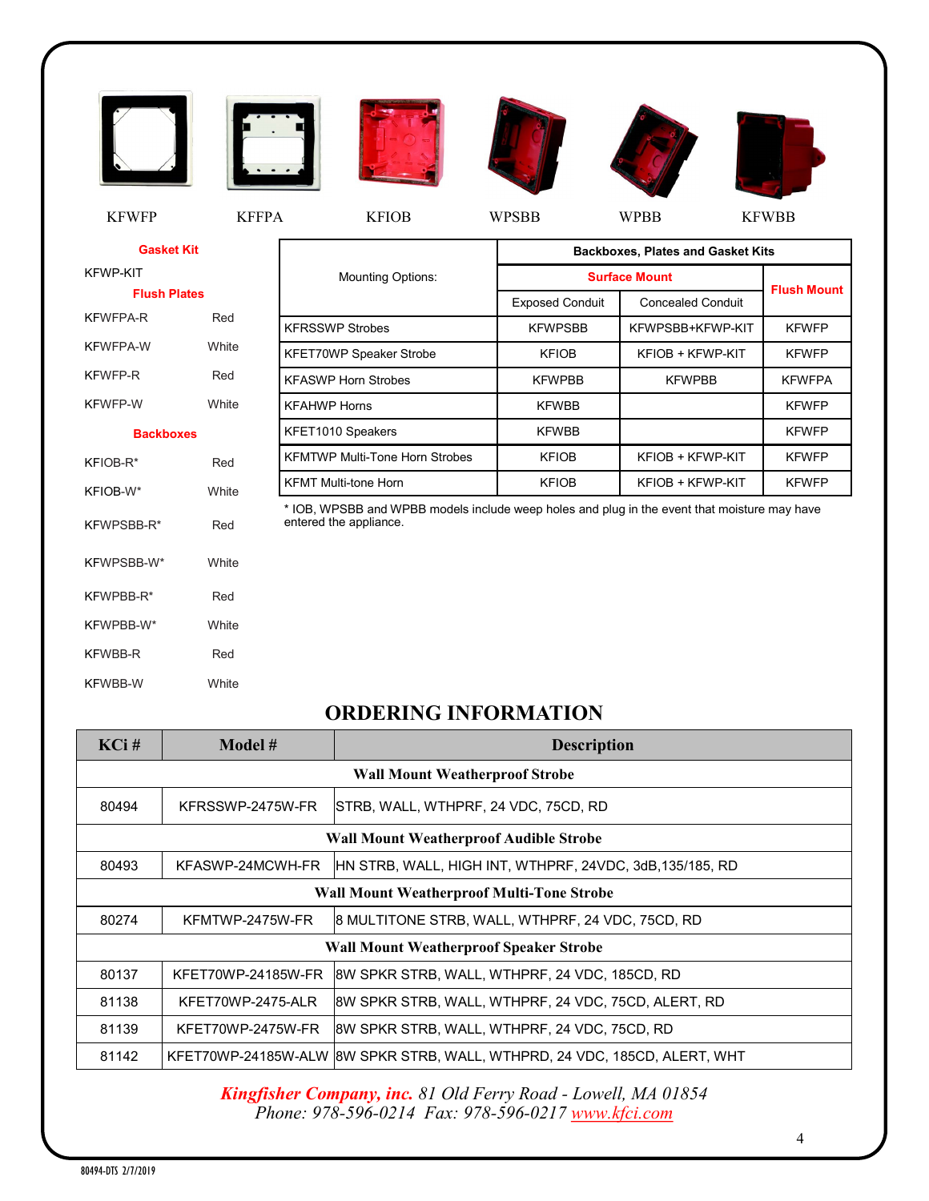KFWFP KFFPA KFIOB WPSBB WPBB KFWBB

**Gasket Kit**

KFWP-KIT

**Flush Plates**

| | |
|---|---|
| KFWFPA-R | Red |
| KFWFPA-W | White |
| KFWFP-R | Red |
| KFWFP-W | White |

**Backboxes**

| | |
|---|---|
| KFIOB-R* | Red |
| KFIOB-W* | White |
| KFWPSBB-R* | Red |
| KFWPSBB-W* | White |
| KFWPBB-R* | Red |
| KFWPBB-W* | White |
| KFWBB-R | Red |
| KFWBB-W | White |

| Mounting Options: | Backboxes, Plates and Gasket Kits | | |
|---|---|---|---|
| | Surface Mount | | Flush Mount |
| | Exposed Conduit | Concealed Conduit | |
| KFRSSWP Strobes | KFWPSBB | KFWPSBB+KFWP-KIT | KFWFP |
| KFET70WP Speaker Strobe | KFIOB | KFIOB + KFWP-KIT | KFWFP |
| KFASWP Horn Strobes | KFWPBB | KFWPBB | KFWFPA |
| KFAHWP Horns | KFWBB | | KFWFP |
| KFET1010 Speakers | KFWBB | | KFWFP |
| KFMTWP Multi-Tone Horn Strobes | KFIOB | KFIOB + KFWP-KIT | KFWFP |
| KFMT Multi-tone Horn | KFIOB | KFIOB + KFWP-KIT | KFWFP |

* IOB, WPSBB and WPBB models include weep holes and plug in the event that moisture may have entered the appliance.

## ORDERING INFORMATION

| KCi # | Model # | Description |
|---|---|---|
| **Wall Mount Weatherproof Strobe** | | |
| 80494 | KFRSSWP-2475W-FR | STRB, WALL, WTHPRF, 24 VDC, 75CD, RD |
| **Wall Mount Weatherproof Audible Strobe** | | |
| 80493 | KFASWP-24MCWH-FR | HN STRB, WALL, HIGH INT, WTHPRF, 24VDC, 3dB,135/185, RD |
| **Wall Mount Weatherproof Multi-Tone Strobe** | | |
| 80274 | KFMTWP-2475W-FR | 8 MULTITONE STRB, WALL, WTHPRF, 24 VDC, 75CD, RD |
| **Wall Mount Weatherproof Speaker Strobe** | | |
| 80137 | KFET70WP-24185W-FR | 8W SPKR STRB, WALL, WTHPRF, 24 VDC, 185CD, RD |
| 81138 | KFET70WP-2475-ALR | 8W SPKR STRB, WALL, WTHPRF, 24 VDC, 75CD, ALERT, RD |
| 81139 | KFET70WP-2475W-FR | 8W SPKR STRB, WALL, WTHPRF, 24 VDC, 75CD, RD |
| 81142 | KFET70WP-24185W-ALW | 8W SPKR STRB, WALL, WTHPRD, 24 VDC, 185CD, ALERT, WHT |

*Kingfisher Company, inc. 81 Old Ferry Road - Lowell, MA 01854*
*Phone: 978-596-0214 Fax: 978-596-0217 www.kfci.com*

80494-DTS 2/7/2019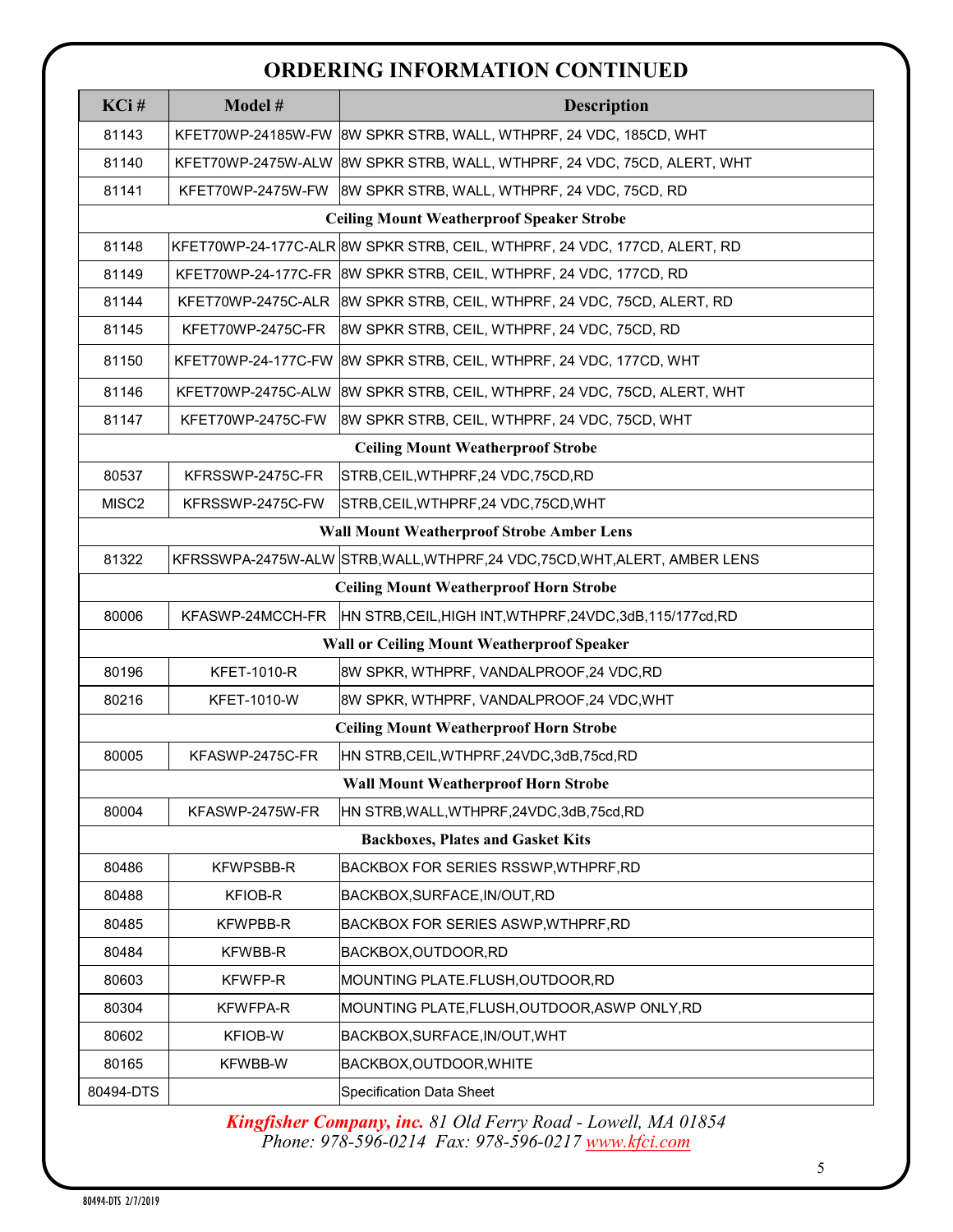## ORDERING INFORMATION CONTINUED

| KCi # | Model # | Description |
|---|---|---|
| 81143 | KFET70WP-24185W-FW | 8W SPKR STRB, WALL, WTHPRF, 24 VDC, 185CD, WHT |
| 81140 | KFET70WP-2475W-ALW | 8W SPKR STRB, WALL, WTHPRF, 24 VDC, 75CD, ALERT, WHT |
| 81141 | KFET70WP-2475W-FW | 8W SPKR STRB, WALL, WTHPRF, 24 VDC, 75CD, RD |
| **Ceiling Mount Weatherproof Speaker Strobe** | | |
| 81148 | KFET70WP-24-177C-ALR | 8W SPKR STRB, CEIL, WTHPRF, 24 VDC, 177CD, ALERT, RD |
| 81149 | KFET70WP-24-177C-FR | 8W SPKR STRB, CEIL, WTHPRF, 24 VDC, 177CD, RD |
| 81144 | KFET70WP-2475C-ALR | 8W SPKR STRB, CEIL, WTHPRF, 24 VDC, 75CD, ALERT, RD |
| 81145 | KFET70WP-2475C-FR | 8W SPKR STRB, CEIL, WTHPRF, 24 VDC, 75CD, RD |
| 81150 | KFET70WP-24-177C-FW | 8W SPKR STRB, CEIL, WTHPRF, 24 VDC, 177CD, WHT |
| 81146 | KFET70WP-2475C-ALW | 8W SPKR STRB, CEIL, WTHPRF, 24 VDC, 75CD, ALERT, WHT |
| 81147 | KFET70WP-2475C-FW | 8W SPKR STRB, CEIL, WTHPRF, 24 VDC, 75CD, WHT |
| **Ceiling Mount Weatherproof Strobe** | | |
| 80537 | KFRSSWP-2475C-FR | STRB,CEIL,WTHPRF,24 VDC,75CD,RD |
| MISC2 | KFRSSWP-2475C-FW | STRB,CEIL,WTHPRF,24 VDC,75CD,WHT |
| **Wall Mount Weatherproof Strobe Amber Lens** | | |
| 81322 | KFRSSWPA-2475W-ALW | STRB,WALL,WTHPRF,24 VDC,75CD,WHT,ALERT, AMBER LENS |
| **Ceiling Mount Weatherproof Horn Strobe** | | |
| 80006 | KFASWP-24MCCH-FR | HN STRB,CEIL,HIGH INT,WTHPRF,24VDC,3dB,115/177cd,RD |
| **Wall or Ceiling Mount Weatherproof Speaker** | | |
| 80196 | KFET-1010-R | 8W SPKR, WTHPRF, VANDALPROOF,24 VDC,RD |
| 80216 | KFET-1010-W | 8W SPKR, WTHPRF, VANDALPROOF,24 VDC,WHT |
| **Ceiling Mount Weatherproof Horn Strobe** | | |
| 80005 | KFASWP-2475C-FR | HN STRB,CEIL,WTHPRF,24VDC,3dB,75cd,RD |
| **Wall Mount Weatherproof Horn Strobe** | | |
| 80004 | KFASWP-2475W-FR | HN STRB,WALL,WTHPRF,24VDC,3dB,75cd,RD |
| **Backboxes, Plates and Gasket Kits** | | |
| 80486 | KFWPSBB-R | BACKBOX FOR SERIES RSSWP,WTHPRF,RD |
| 80488 | KFIOB-R | BACKBOX,SURFACE,IN/OUT,RD |
| 80485 | KFWPBB-R | BACKBOX FOR SERIES ASWP,WTHPRF,RD |
| 80484 | KFWBB-R | BACKBOX,OUTDOOR,RD |
| 80603 | KFWFP-R | MOUNTING PLATE.FLUSH,OUTDOOR,RD |
| 80304 | KFWFPA-R | MOUNTING PLATE,FLUSH,OUTDOOR,ASWP ONLY,RD |
| 80602 | KFIOB-W | BACKBOX,SURFACE,IN/OUT,WHT |
| 80165 | KFWBB-W | BACKBOX,OUTDOOR,WHITE |
| 80494-DTS | | Specification Data Sheet |

***Kingfisher Company, inc.*** *81 Old Ferry Road - Lowell, MA 01854*
*Phone: 978-596-0214 Fax: 978-596-0217* *www.kfci.com*

80494-DTS 2/7/2019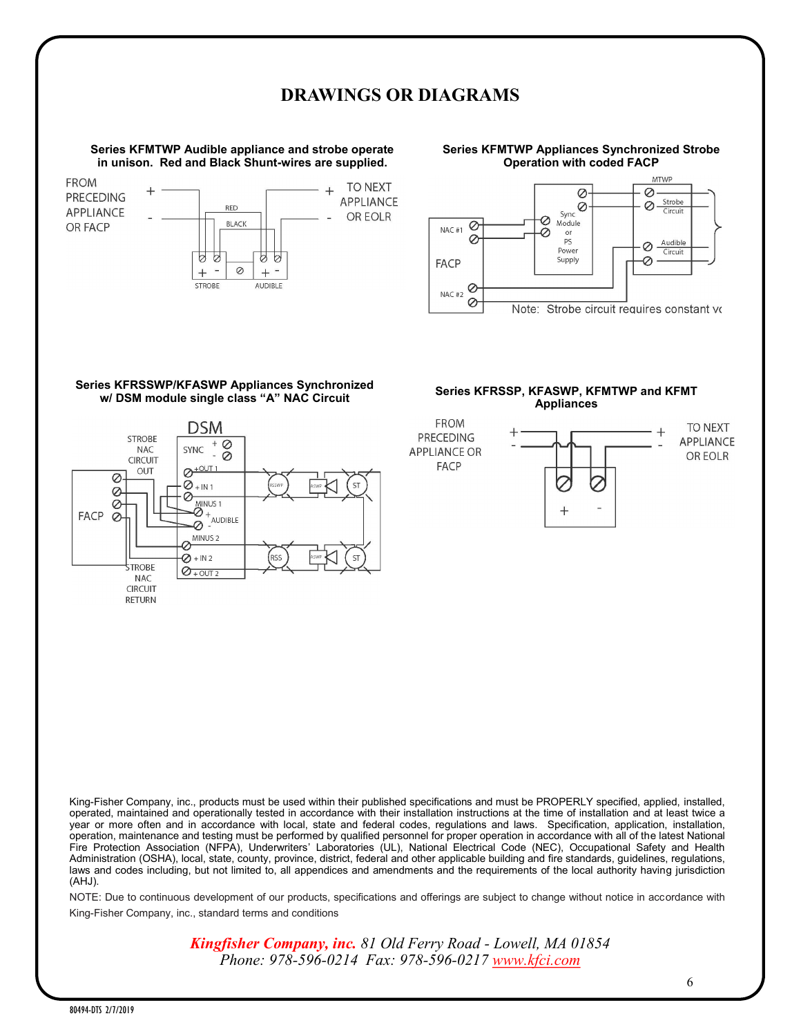# DRAWINGS OR DIAGRAMS

**Series KFMTWP Audible appliance and strobe operate in unison. Red and Black Shunt-wires are supplied.**

FROM PRECEDING APPLIANCE OR FACP

+

-

RED

BLACK

TO NEXT APPLIANCE OR EOLR

+

-

STROBE

AUDIBLE

**Series KFMTWP Appliances Synchronized Strobe Operation with coded FACP**

MTWP

NAC #1

FACP

NAC #2

Sync Module or PS Power Supply

Strobe Circuit

Audible Circuit

Note: Strobe circuit requires constant vo

**Series KFRSSWP/KFASWP Appliances Synchronized w/ DSM module single class "A" NAC Circuit**

DSM

STROBE NAC CIRCUIT OUT

SYNC

+OUT 1

+ IN 1

MINUS 1

AUDIBLE

MINUS 2

+ IN 2

+ OUT 2

FACP

STROBE NAC CIRCUIT RETURN

RSSWP

ASWP

ST

RSS

ASWP

ST

**Series KFRSSP, KFASWP, KFMTWP and KFMT Appliances**

FROM PRECEDING APPLIANCE OR FACP

+

-

TO NEXT APPLIANCE OR EOLR

King-Fisher Company, inc., products must be used within their published specifications and must be PROPERLY specified, applied, installed, operated, maintained and operationally tested in accordance with their installation instructions at the time of installation and at least twice a year or more often and in accordance with local, state and federal codes, regulations and laws. Specification, application, installation, operation, maintenance and testing must be performed by qualified personnel for proper operation in accordance with all of the latest National Fire Protection Association (NFPA), Underwriters' Laboratories (UL), National Electrical Code (NEC), Occupational Safety and Health Administration (OSHA), local, state, county, province, district, federal and other applicable building and fire standards, guidelines, regulations, laws and codes including, but not limited to, all appendices and amendments and the requirements of the local authority having jurisdiction (AHJ).

NOTE: Due to continuous development of our products, specifications and offerings are subject to change without notice in accordance with King-Fisher Company, inc., standard terms and conditions

*Kingfisher Company, inc. 81 Old Ferry Road - Lowell, MA 01854*
*Phone: 978-596-0214 Fax: 978-596-0217 www.kfci.com*

80494-DTS 2/7/2019